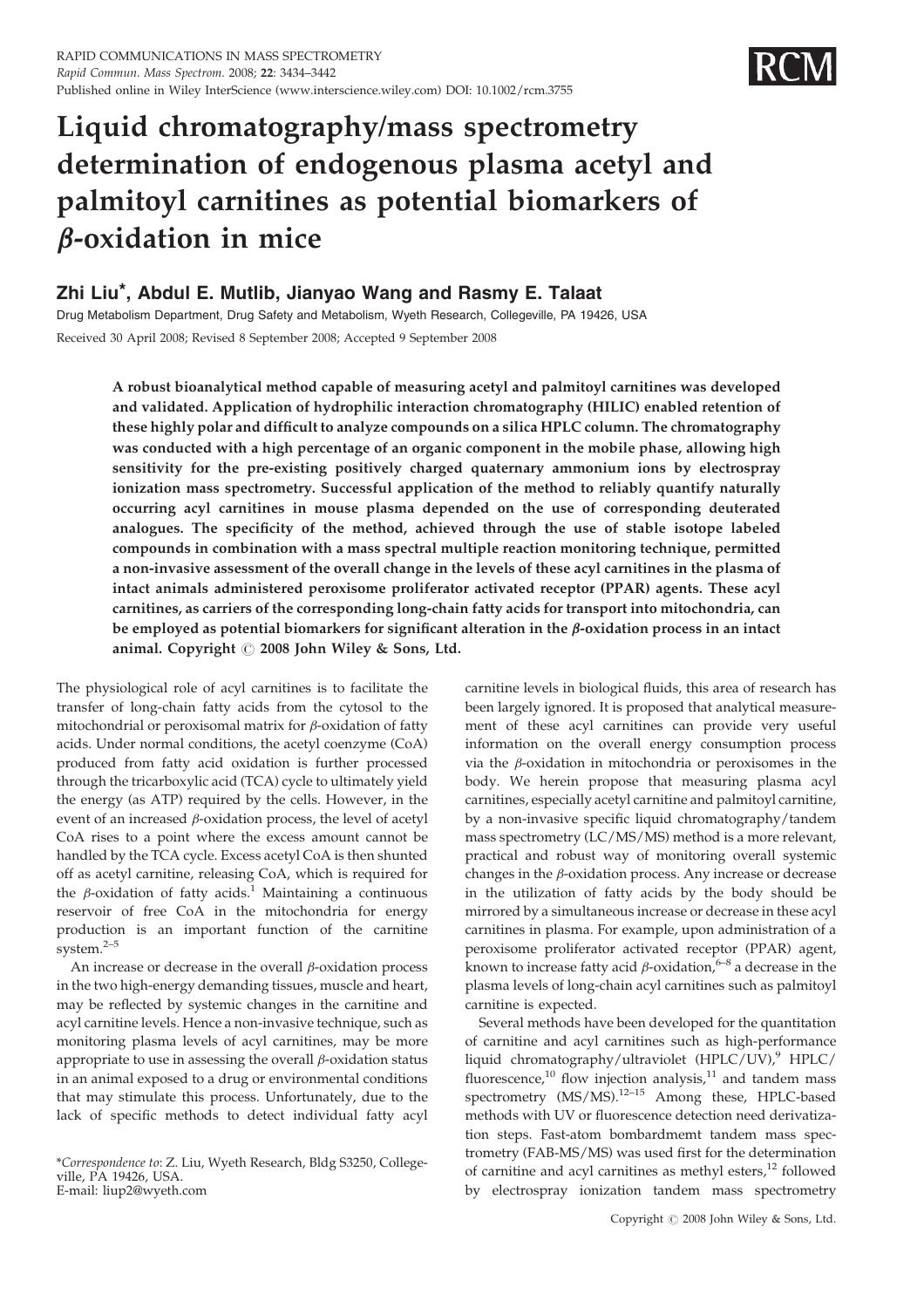# Liquid chromatography/mass spectrometry determination of endogenous plasma acetyl and palmitoyl carnitines as potential biomarkers of *β*-oxidation in mice

**Zhi Liu\*, Abdul E. Mutlib, Jianyao Wang and Rasmy E. Talaat**

Drug Metabolism Department, Drug Safety and Metabolism, Wyeth Research, Collegeville, PA 19426, USA

Received 30 April 2008; Revised 8 September 2008; Accepted 9 September 2008

**A robust bioanalytical method capable of measuring acetyl and palmitoyl carnitines was developed and validated. Application of hydrophilic interaction chromatography (HILIC) enabled retention of these highly polar and difficult to analyze compounds on a silica HPLC column. The chromatography was conducted with a high percentage of an organic component in the mobile phase, allowing high sensitivity for the pre-existing positively charged quaternary ammonium ions by electrospray ionization mass spectrometry. Successful application of the method to reliably quantify naturally occurring acyl carnitines in mouse plasma depended on the use of corresponding deuterated analogues. The specificity of the method, achieved through the use of stable isotope labeled compounds in combination with a mass spectral multiple reaction monitoring technique, permitted a non-invasive assessment of the overall change in the levels of these acyl carnitines in the plasma of intact animals administered peroxisome proliferator activated receptor (PPAR) agents. These acyl carnitines, as carriers of the corresponding long-chain fatty acids for transport into mitochondria, can be employed as potential biomarkers for significant alteration in the *β*-oxidation process in an intact animal. Copyright © 2008 John Wiley & Sons, Ltd.**

The physiological role of acyl carnitines is to facilitate the transfer of long-chain fatty acids from the cytosol to the mitochondrial or peroxisomal matrix for *β*-oxidation of fatty acids. Under normal conditions, the acetyl coenzyme (CoA) produced from fatty acid oxidation is further processed through the tricarboxylic acid (TCA) cycle to ultimately yield the energy (as ATP) required by the cells. However, in the event of an increased *β*-oxidation process, the level of acetyl CoA rises to a point where the excess amount cannot be handled by the TCA cycle. Excess acetyl CoA is then shunted off as acetyl carnitine, releasing CoA, which is required for the *β*-oxidation of fatty acids.[1] Maintaining a continuous reservoir of free CoA in the mitochondria for energy production is an important function of the carnitine system.[2–5]

An increase or decrease in the overall *β*-oxidation process in the two high-energy demanding tissues, muscle and heart, may be reflected by systemic changes in the carnitine and acyl carnitine levels. Hence a non-invasive technique, such as monitoring plasma levels of acyl carnitines, may be more appropriate to use in assessing the overall *β*-oxidation status in an animal exposed to a drug or environmental conditions that may stimulate this process. Unfortunately, due to the lack of specific methods to detect individual fatty acyl carnitine levels in biological fluids, this area of research has been largely ignored. It is proposed that analytical measurement of these acyl carnitines can provide very useful information on the overall energy consumption process via the *β*-oxidation in mitochondria or peroxisomes in the body. We herein propose that measuring plasma acyl carnitines, especially acetyl carnitine and palmitoyl carnitine, by a non-invasive specific liquid chromatography/tandem mass spectrometry (LC/MS/MS) method is a more relevant, practical and robust way of monitoring overall systemic changes in the *β*-oxidation process. Any increase or decrease in the utilization of fatty acids by the body should be mirrored by a simultaneous increase or decrease in these acyl carnitines in plasma. For example, upon administration of a peroxisome proliferator activated receptor (PPAR) agent, known to increase fatty acid *β*-oxidation,[6–8] a decrease in the plasma levels of long-chain acyl carnitines such as palmitoyl carnitine is expected.

Several methods have been developed for the quantitation of carnitine and acyl carnitines such as high-performance liquid chromatography/ultraviolet (HPLC/UV),[9] HPLC/fluorescence,[10] flow injection analysis,[11] and tandem mass spectrometry (MS/MS).[12–15] Among these, HPLC-based methods with UV or fluorescence detection need derivatization steps. Fast-atom bombardmemt tandem mass spectrometry (FAB-MS/MS) was used first for the determination of carnitine and acyl carnitines as methyl esters,[12] followed by electrospray ionization tandem mass spectrometry

\*Correspondence to: Z. Liu, Wyeth Research, Bldg S3250, Collegeville, PA 19426, USA.
E-mail: liup2@wyeth.com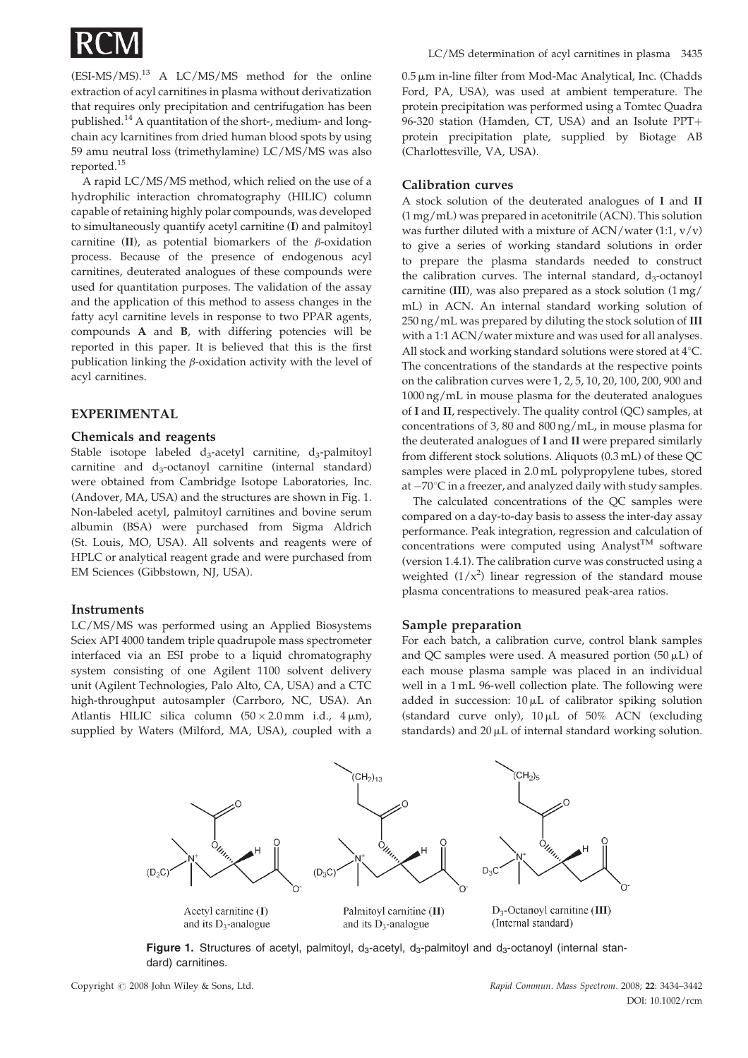(ESI-MS/MS).[13] A LC/MS/MS method for the online extraction of acyl carnitines in plasma without derivatization that requires only precipitation and centrifugation has been published.[14] A quantitation of the short-, medium- and long-chain acy lcarnitines from dried human blood spots by using 59 amu neutral loss (trimethylamine) LC/MS/MS was also reported.[15]

A rapid LC/MS/MS method, which relied on the use of a hydrophilic interaction chromatography (HILIC) column capable of retaining highly polar compounds, was developed to simultaneously quantify acetyl carnitine (**I**) and palmitoyl carnitine (**II**), as potential biomarkers of the $\beta$-oxidation process. Because of the presence of endogenous acyl carnitines, deuterated analogues of these compounds were used for quantitation purposes. The validation of the assay and the application of this method to assess changes in the fatty acyl carnitine levels in response to two PPAR agents, compounds **A** and **B**, with differing potencies will be reported in this paper. It is believed that this is the first publication linking the $\beta$-oxidation activity with the level of acyl carnitines.

## EXPERIMENTAL

### Chemicals and reagents

Stable isotope labeled $d_3$-acetyl carnitine, $d_3$-palmitoyl carnitine and $d_3$-octanoyl carnitine (internal standard) were obtained from Cambridge Isotope Laboratories, Inc. (Andover, MA, USA) and the structures are shown in Fig. 1. Non-labeled acetyl, palmitoyl carnitines and bovine serum albumin (BSA) were purchased from Sigma Aldrich (St. Louis, MO, USA). All solvents and reagents were of HPLC or analytical reagent grade and were purchased from EM Sciences (Gibbstown, NJ, USA).

### Instruments

LC/MS/MS was performed using an Applied Biosystems Sciex API 4000 tandem triple quadrupole mass spectrometer interfaced via an ESI probe to a liquid chromatography system consisting of one Agilent 1100 solvent delivery unit (Agilent Technologies, Palo Alto, CA, USA) and a CTC high-throughput autosampler (Carrboro, NC, USA). An Atlantis HILIC silica column (50 × 2.0 mm i.d., 4 µm), supplied by Waters (Milford, MA, USA), coupled with a 0.5 µm in-line filter from Mod-Mac Analytical, Inc. (Chadds Ford, PA, USA), was used at ambient temperature. The protein precipitation was performed using a Tomtec Quadra 96-320 station (Hamden, CT, USA) and an Isolute PPT+ protein precipitation plate, supplied by Biotage AB (Charlottesville, VA, USA).

### Calibration curves

A stock solution of the deuterated analogues of **I** and **II** (1 mg/mL) was prepared in acetonitrile (ACN). This solution was further diluted with a mixture of ACN/water (1:1, v/v) to give a series of working standard solutions in order to prepare the plasma standards needed to construct the calibration curves. The internal standard, $d_3$-octanoyl carnitine (**III**), was also prepared as a stock solution (1 mg/mL) in ACN. An internal standard working solution of 250 ng/mL was prepared by diluting the stock solution of **III** with a 1:1 ACN/water mixture and was used for all analyses. All stock and working standard solutions were stored at 4°C. The concentrations of the standards at the respective points on the calibration curves were 1, 2, 5, 10, 20, 100, 200, 900 and 1000 ng/mL in mouse plasma for the deuterated analogues of **I** and **II**, respectively. The quality control (QC) samples, at concentrations of 3, 80 and 800 ng/mL, in mouse plasma for the deuterated analogues of **I** and **II** were prepared similarly from different stock solutions. Aliquots (0.3 mL) of these QC samples were placed in 2.0 mL polypropylene tubes, stored at −70°C in a freezer, and analyzed daily with study samples.

The calculated concentrations of the QC samples were compared on a day-to-day basis to assess the inter-day assay performance. Peak integration, regression and calculation of concentrations were computed using Analyst™ software (version 1.4.1). The calibration curve was constructed using a weighted ($1/x^2$) linear regression of the standard mouse plasma concentrations to measured peak-area ratios.

### Sample preparation

For each batch, a calibration curve, control blank samples and QC samples were used. A measured portion (50 µL) of each mouse plasma sample was placed in an individual well in a 1 mL 96-well collection plate. The following were added in succession: 10 µL of calibrator spiking solution (standard curve only), 10 µL of 50% ACN (excluding standards) and 20 µL of internal standard working solution.

**Figure 1.** Structures of acetyl, palmitoyl, $d_3$-acetyl, $d_3$-palmitoyl and $d_3$-octanoyl (internal standard) carnitines.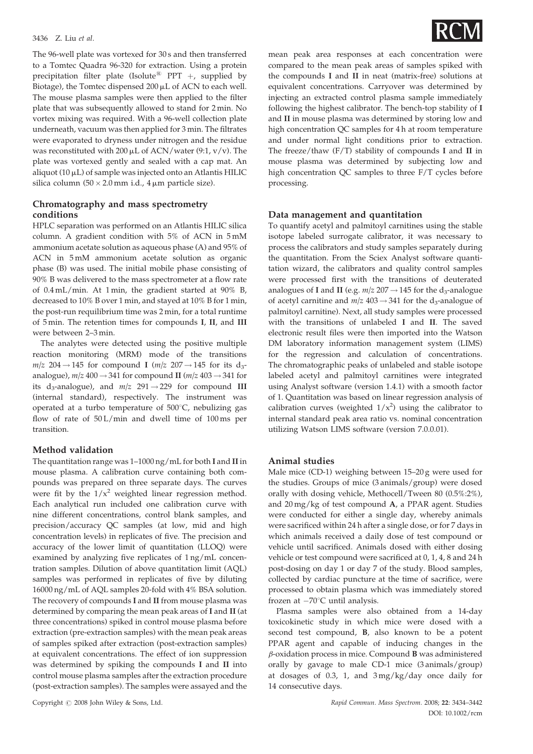The 96-well plate was vortexed for 30 s and then transferred to a Tomtec Quadra 96-320 for extraction. Using a protein precipitation filter plate (Isolute® PPT +, supplied by Biotage), the Tomtec dispensed 200 μL of ACN to each well. The mouse plasma samples were then applied to the filter plate that was subsequently allowed to stand for 2 min. No vortex mixing was required. With a 96-well collection plate underneath, vacuum was then applied for 3 min. The filtrates were evaporated to dryness under nitrogen and the residue was reconstituted with 200 μL of ACN/water (9:1, v/v). The plate was vortexed gently and sealed with a cap mat. An aliquot (10 μL) of sample was injected onto an Atlantis HILIC silica column (50 × 2.0 mm i.d., 4 μm particle size).

### Chromatography and mass spectrometry conditions

HPLC separation was performed on an Atlantis HILIC silica column. A gradient condition with 5% of ACN in 5 mM ammonium acetate solution as aqueous phase (A) and 95% of ACN in 5 mM ammonium acetate solution as organic phase (B) was used. The initial mobile phase consisting of 90% B was delivered to the mass spectrometer at a flow rate of 0.4 mL/min. At 1 min, the gradient started at 90% B, decreased to 10% B over 1 min, and stayed at 10% B for 1 min, the post-run requilibrium time was 2 min, for a total runtime of 5 min. The retention times for compounds **I**, **II**, and **III** were between 2–3 min.

The analytes were detected using the positive multiple reaction monitoring (MRM) mode of the transitions $m/z$ 204 → 145 for compound **I** ($m/z$ 207 → 145 for its $d_3$-analogue), $m/z$ 400 → 341 for compound **II** ($m/z$ 403 → 341 for its $d_3$-analogue), and $m/z$ 291 → 229 for compound **III** (internal standard), respectively. The instrument was operated at a turbo temperature of 500°C, nebulizing gas flow of rate of 50 L/min and dwell time of 100 ms per transition.

### Method validation

The quantitation range was 1–1000 ng/mL for both **I** and **II** in mouse plasma. A calibration curve containing both compounds was prepared on three separate days. The curves were fit by the $1/x^2$ weighted linear regression method. Each analytical run included one calibration curve with nine different concentrations, control blank samples, and precision/accuracy QC samples (at low, mid and high concentration levels) in replicates of five. The precision and accuracy of the lower limit of quantitation (LLOQ) were examined by analyzing five replicates of 1 ng/mL concentration samples. Dilution of above quantitation limit (AQL) samples was performed in replicates of five by diluting 16000 ng/mL of AQL samples 20-fold with 4% BSA solution. The recovery of compounds **I** and **II** from mouse plasma was determined by comparing the mean peak areas of **I** and **II** (at three concentrations) spiked in control mouse plasma before extraction (pre-extraction samples) with the mean peak areas of samples spiked after extraction (post-extraction samples) at equivalent concentrations. The effect of ion suppression was determined by spiking the compounds **I** and **II** into control mouse plasma samples after the extraction procedure (post-extraction samples). The samples were assayed and the mean peak area responses at each concentration were compared to the mean peak areas of samples spiked with the compounds **I** and **II** in neat (matrix-free) solutions at equivalent concentrations. Carryover was determined by injecting an extracted control plasma sample immediately following the highest calibrator. The bench-top stability of **I** and **II** in mouse plasma was determined by storing low and high concentration QC samples for 4 h at room temperature and under normal light conditions prior to extraction. The freeze/thaw (F/T) stability of compounds **I** and **II** in mouse plasma was determined by subjecting low and high concentration QC samples to three F/T cycles before processing.

### Data management and quantitation

To quantify acetyl and palmitoyl carnitines using the stable isotope labeled surrogate calibrator, it was necessary to process the calibrators and study samples separately during the quantitation. From the Sciex Analyst software quantitation wizard, the calibrators and quality control samples were processed first with the transitions of deuterated analogues of **I** and **II** (e.g. $m/z$ 207 → 145 for the $d_3$-analogue of acetyl carnitine and $m/z$ 403 → 341 for the $d_3$-analogue of palmitoyl carnitine). Next, all study samples were processed with the transitions of unlabeled **I** and **II**. The saved electronic result files were then imported into the Watson DM laboratory information management system (LIMS) for the regression and calculation of concentrations. The chromatographic peaks of unlabeled and stable isotope labeled acetyl and palmitoyl carnitines were integrated using Analyst software (version 1.4.1) with a smooth factor of 1. Quantitation was based on linear regression analysis of calibration curves (weighted $1/x^2$) using the calibrator to internal standard peak area ratio vs. nominal concentration utilizing Watson LIMS software (version 7.0.0.01).

### Animal studies

Male mice (CD-1) weighing between 15–20 g were used for the studies. Groups of mice (3 animals/group) were dosed orally with dosing vehicle, Methocell/Tween 80 (0.5%:2%), and 20 mg/kg of test compound **A**, a PPAR agent. Studies were conducted for either a single day, whereby animals were sacrificed within 24 h after a single dose, or for 7 days in which animals received a daily dose of test compound or vehicle until sacrificed. Animals dosed with either dosing vehicle or test compound were sacrificed at 0, 1, 4, 8 and 24 h post-dosing on day 1 or day 7 of the study. Blood samples, collected by cardiac puncture at the time of sacrifice, were processed to obtain plasma which was immediately stored frozen at −70°C until analysis.

Plasma samples were also obtained from a 14-day toxicokinetic study in which mice were dosed with a second test compound, **B**, also known to be a potent PPAR agent and capable of inducing changes in the $\beta$-oxidation process in mice. Compound **B** was administered orally by gavage to male CD-1 mice (3 animals/group) at dosages of 0.3, 1, and 3 mg/kg/day once daily for 14 consecutive days.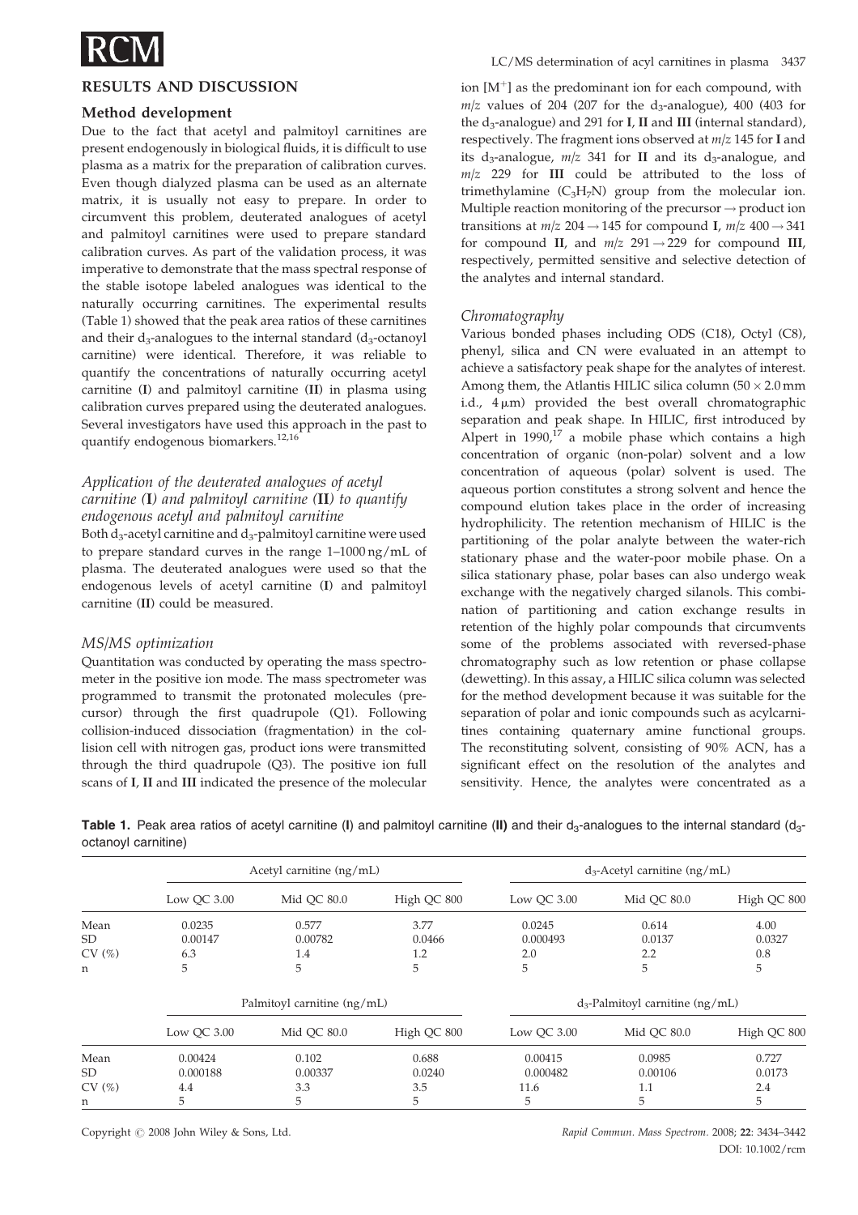## RESULTS AND DISCUSSION

### Method development

Due to the fact that acetyl and palmitoyl carnitines are present endogenously in biological fluids, it is difficult to use plasma as a matrix for the preparation of calibration curves. Even though dialyzed plasma can be used as an alternate matrix, it is usually not easy to prepare. In order to circumvent this problem, deuterated analogues of acetyl and palmitoyl carnitines were used to prepare standard calibration curves. As part of the validation process, it was imperative to demonstrate that the mass spectral response of the stable isotope labeled analogues was identical to the naturally occurring carnitines. The experimental results (Table 1) showed that the peak area ratios of these carnitines and their $d_3$-analogues to the internal standard ($d_3$-octanoyl carnitine) were identical. Therefore, it was reliable to quantify the concentrations of naturally occurring acetyl carnitine (**I**) and palmitoyl carnitine (**II**) in plasma using calibration curves prepared using the deuterated analogues. Several investigators have used this approach in the past to quantify endogenous biomarkers.[12,16]

#### *Application of the deuterated analogues of acetyl carnitine (I) and palmitoyl carnitine (II) to quantify endogenous acetyl and palmitoyl carnitine*

Both $d_3$-acetyl carnitine and $d_3$-palmitoyl carnitine were used to prepare standard curves in the range 1–1000 ng/mL of plasma. The deuterated analogues were used so that the endogenous levels of acetyl carnitine (**I**) and palmitoyl carnitine (**II**) could be measured.

#### *MS/MS optimization*

Quantitation was conducted by operating the mass spectrometer in the positive ion mode. The mass spectrometer was programmed to transmit the protonated molecules (precursor) through the first quadrupole (Q1). Following collision-induced dissociation (fragmentation) in the collision cell with nitrogen gas, product ions were transmitted through the third quadrupole (Q3). The positive ion full scans of **I**, **II** and **III** indicated the presence of the molecular ion [$M^+$] as the predominant ion for each compound, with $m/z$ values of 204 (207 for the $d_3$-analogue), 400 (403 for the $d_3$-analogue) and 291 for **I**, **II** and **III** (internal standard), respectively. The fragment ions observed at $m/z$ 145 for **I** and its $d_3$-analogue, $m/z$ 341 for **II** and its $d_3$-analogue, and $m/z$ 229 for **III** could be attributed to the loss of trimethylamine ($C_3H_7N$) group from the molecular ion. Multiple reaction monitoring of the precursor → product ion transitions at $m/z$ 204 → 145 for compound **I**, $m/z$ 400 → 341 for compound **II**, and $m/z$ 291 → 229 for compound **III**, respectively, permitted sensitive and selective detection of the analytes and internal standard.

#### *Chromatography*

Various bonded phases including ODS (C18), Octyl (C8), phenyl, silica and CN were evaluated in an attempt to achieve a satisfactory peak shape for the analytes of interest. Among them, the Atlantis HILIC silica column (50 × 2.0 mm i.d., 4 μm) provided the best overall chromatographic separation and peak shape. In HILIC, first introduced by Alpert in 1990,[17] a mobile phase which contains a high concentration of organic (non-polar) solvent and a low concentration of aqueous (polar) solvent is used. The aqueous portion constitutes a strong solvent and hence the compound elution takes place in the order of increasing hydrophilicity. The retention mechanism of HILIC is the partitioning of the polar analyte between the water-rich stationary phase and the water-poor mobile phase. On a silica stationary phase, polar bases can also undergo weak exchange with the negatively charged silanols. This combination of partitioning and cation exchange results in retention of the highly polar compounds that circumvents some of the problems associated with reversed-phase chromatography such as low retention or phase collapse (dewetting). In this assay, a HILIC silica column was selected for the method development because it was suitable for the separation of polar and ionic compounds such as acylcarnitines containing quaternary amine functional groups. The reconstituting solvent, consisting of 90% ACN, has a significant effect on the resolution of the analytes and sensitivity. Hence, the analytes were concentrated as a

**Table 1.** Peak area ratios of acetyl carnitine (**I**) and palmitoyl carnitine (**II**) and their $d_3$-analogues to the internal standard ($d_3$-octanoyl carnitine)

| | Acetyl carnitine (ng/mL) | | | $d_3$-Acetyl carnitine (ng/mL) | | |
|---|---|---|---|---|---|---|
| | Low QC 3.00 | Mid QC 80.0 | High QC 800 | Low QC 3.00 | Mid QC 80.0 | High QC 800 |
| Mean | 0.0235 | 0.577 | 3.77 | 0.0245 | 0.614 | 4.00 |
| SD | 0.00147 | 0.00782 | 0.0466 | 0.000493 | 0.0137 | 0.0327 |
| CV (%) | 6.3 | 1.4 | 1.2 | 2.0 | 2.2 | 0.8 |
| n | 5 | 5 | 5 | 5 | 5 | 5 |
| | Palmitoyl carnitine (ng/mL) | | | $d_3$-Palmitoyl carnitine (ng/mL) | | |
| | Low QC 3.00 | Mid QC 80.0 | High QC 800 | Low QC 3.00 | Mid QC 80.0 | High QC 800 |
| Mean | 0.00424 | 0.102 | 0.688 | 0.00415 | 0.0985 | 0.727 |
| SD | 0.000188 | 0.00337 | 0.0240 | 0.000482 | 0.00106 | 0.0173 |
| CV (%) | 4.4 | 3.3 | 3.5 | 11.6 | 1.1 | 2.4 |
| n | 5 | 5 | 5 | 5 | 5 | 5 |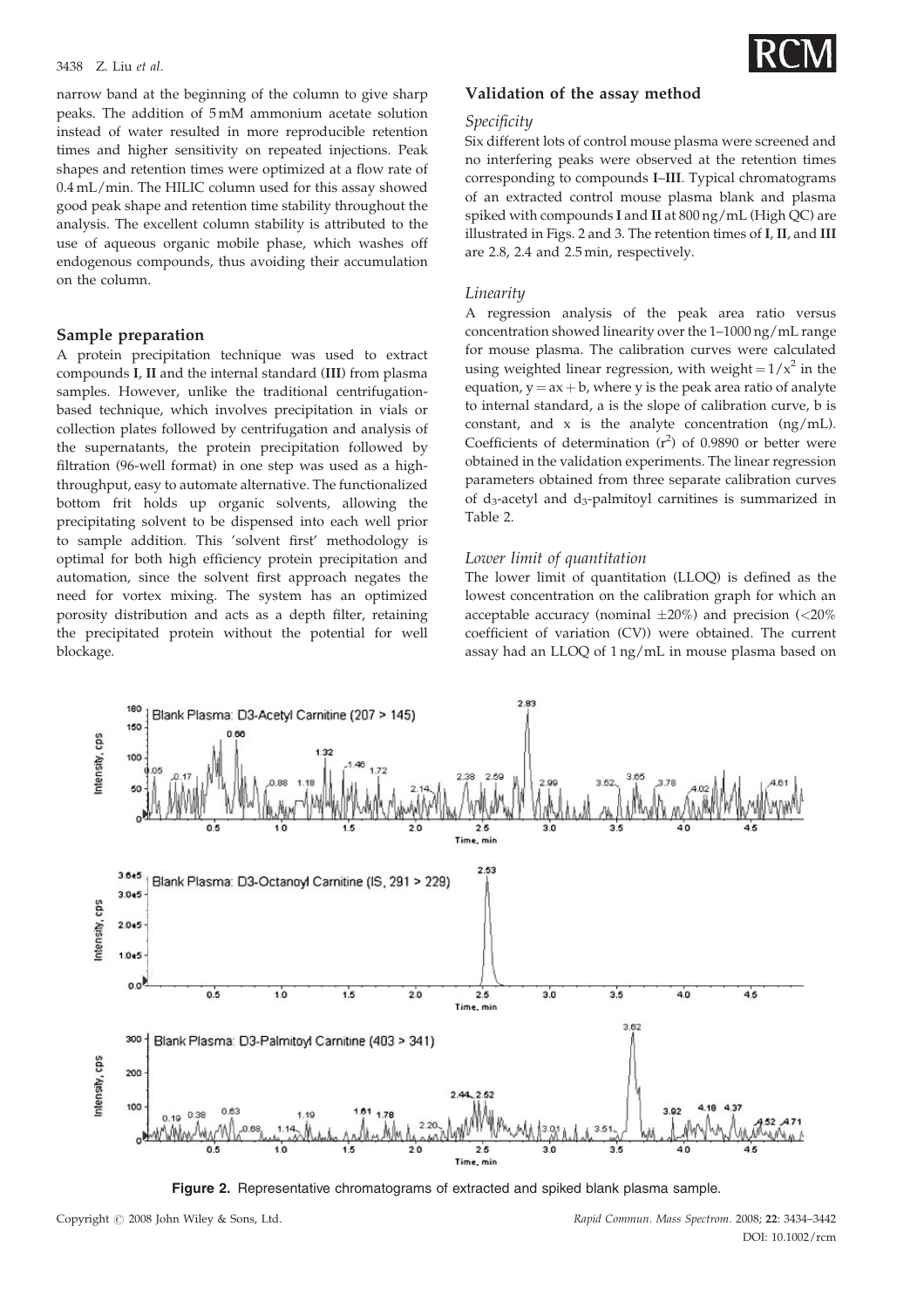narrow band at the beginning of the column to give sharp peaks. The addition of 5 mM ammonium acetate solution instead of water resulted in more reproducible retention times and higher sensitivity on repeated injections. Peak shapes and retention times were optimized at a flow rate of 0.4 mL/min. The HILIC column used for this assay showed good peak shape and retention time stability throughout the analysis. The excellent column stability is attributed to the use of aqueous organic mobile phase, which washes off endogenous compounds, thus avoiding their accumulation on the column.

## Sample preparation

A protein precipitation technique was used to extract compounds **I**, **II** and the internal standard (**III**) from plasma samples. However, unlike the traditional centrifugation-based technique, which involves precipitation in vials or collection plates followed by centrifugation and analysis of the supernatants, the protein precipitation followed by filtration (96-well format) in one step was used as a high-throughput, easy to automate alternative. The functionalized bottom frit holds up organic solvents, allowing the precipitating solvent to be dispensed into each well prior to sample addition. This 'solvent first' methodology is optimal for both high efficiency protein precipitation and automation, since the solvent first approach negates the need for vortex mixing. The system has an optimized porosity distribution and acts as a depth filter, retaining the precipitated protein without the potential for well blockage.

## Validation of the assay method

### *Specificity*

Six different lots of control mouse plasma were screened and no interfering peaks were observed at the retention times corresponding to compounds **I**–**III**. Typical chromatograms of an extracted control mouse plasma blank and plasma spiked with compounds **I** and **II** at 800 ng/mL (High QC) are illustrated in Figs. 2 and 3. The retention times of **I**, **II**, and **III** are 2.8, 2.4 and 2.5 min, respectively.

### *Linearity*

A regression analysis of the peak area ratio versus concentration showed linearity over the 1–1000 ng/mL range for mouse plasma. The calibration curves were calculated using weighted linear regression, with weight $= 1/x^2$ in the equation, $y = ax + b$, where y is the peak area ratio of analyte to internal standard, a is the slope of calibration curve, b is constant, and x is the analyte concentration (ng/mL). Coefficients of determination ($r^2$) of 0.9890 or better were obtained in the validation experiments. The linear regression parameters obtained from three separate calibration curves of $d_3$-acetyl and $d_3$-palmitoyl carnitines is summarized in Table 2.

### *Lower limit of quantitation*

The lower limit of quantitation (LLOQ) is defined as the lowest concentration on the calibration graph for which an acceptable accuracy (nominal ±20%) and precision (<20% coefficient of variation (CV)) were obtained. The current assay had an LLOQ of 1 ng/mL in mouse plasma based on

**Figure 2.** Representative chromatograms of extracted and spiked blank plasma sample.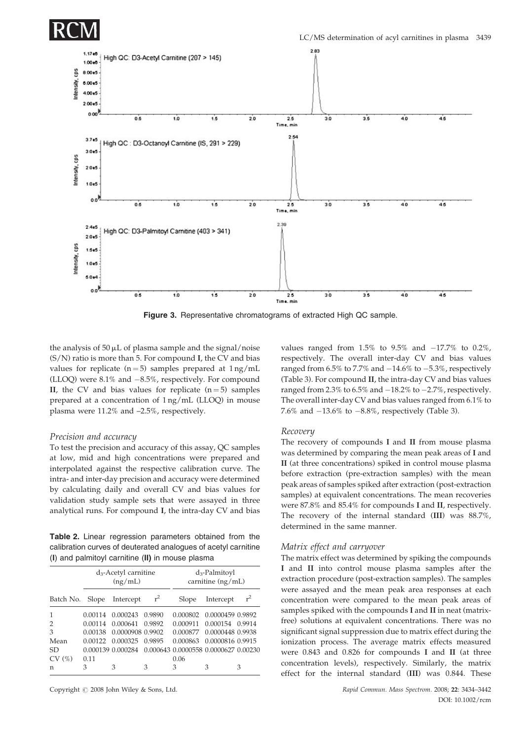Figure 3. Representative chromatograms of extracted High QC sample.

the analysis of 50 μL of plasma sample and the signal/noise (S/N) ratio is more than 5. For compound **I**, the CV and bias values for replicate (n = 5) samples prepared at 1 ng/mL (LLOQ) were 8.1% and −8.5%, respectively. For compound **II**, the CV and bias values for replicate (n = 5) samples prepared at a concentration of 1 ng/mL (LLOQ) in mouse plasma were 11.2% and –2.5%, respectively.

### *Precision and accuracy*

To test the precision and accuracy of this assay, QC samples at low, mid and high concentrations were prepared and interpolated against the respective calibration curve. The intra- and inter-day precision and accuracy were determined by calculating daily and overall CV and bias values for validation study sample sets that were assayed in three analytical runs. For compound **I**, the intra-day CV and bias values ranged from 1.5% to 9.5% and −17.7% to 0.2%, respectively. The overall inter-day CV and bias values ranged from 6.5% to 7.7% and −14.6% to −5.3%, respectively (Table 3). For compound **II**, the intra-day CV and bias values ranged from 2.3% to 6.5% and −18.2% to −2.7%, respectively. The overall inter-day CV and bias values ranged from 6.1% to 7.6% and −13.6% to −8.8%, respectively (Table 3).

**Table 2.** Linear regression parameters obtained from the calibration curves of deuterated analogues of acetyl carnitine (**I**) and palmitoyl carnitine (**II**) in mouse plasma

| | $d_3$-Acetyl carnitine (ng/mL) | | | $d_3$-Palmitoyl carnitine (ng/mL) | | |
|---|---|---|---|---|---|---|
| Batch No. | Slope | Intercept | $r^2$ | Slope | Intercept | $r^2$ |
| 1 | 0.00114 | 0.000243 | 0.9890 | 0.000802 | 0.0000459 | 0.9892 |
| 2 | 0.00114 | 0.000641 | 0.9892 | 0.000911 | 0.000154 | 0.9914 |
| 3 | 0.00138 | 0.0000908 | 0.9902 | 0.000877 | 0.0000448 | 0.9938 |
| Mean | 0.00122 | 0.000325 | 0.9895 | 0.000863 | 0.0000816 | 0.9915 |
| SD | 0.000139 | 0.000284 | 0.000643 | 0.0000558 | 0.0000627 | 0.00230 |
| CV (%) | 0.11 | | | 0.06 | | |
| n | 3 | 3 | 3 | 3 | 3 | 3 |

### *Recovery*

The recovery of compounds **I** and **II** from mouse plasma was determined by comparing the mean peak areas of **I** and **II** (at three concentrations) spiked in control mouse plasma before extraction (pre-extraction samples) with the mean peak areas of samples spiked after extraction (post-extraction samples) at equivalent concentrations. The mean recoveries were 87.8% and 85.4% for compounds **I** and **II**, respectively. The recovery of the internal standard (**III**) was 88.7%, determined in the same manner.

### *Matrix effect and carryover*

The matrix effect was determined by spiking the compounds **I** and **II** into control mouse plasma samples after the extraction procedure (post-extraction samples). The samples were assayed and the mean peak area responses at each concentration were compared to the mean peak areas of samples spiked with the compounds **I** and **II** in neat (matrix-free) solutions at equivalent concentrations. There was no significant signal suppression due to matrix effect during the ionization process. The average matrix effects measured were 0.843 and 0.826 for compounds **I** and **II** (at three concentration levels), respectively. Similarly, the matrix effect for the internal standard (**III**) was 0.844. These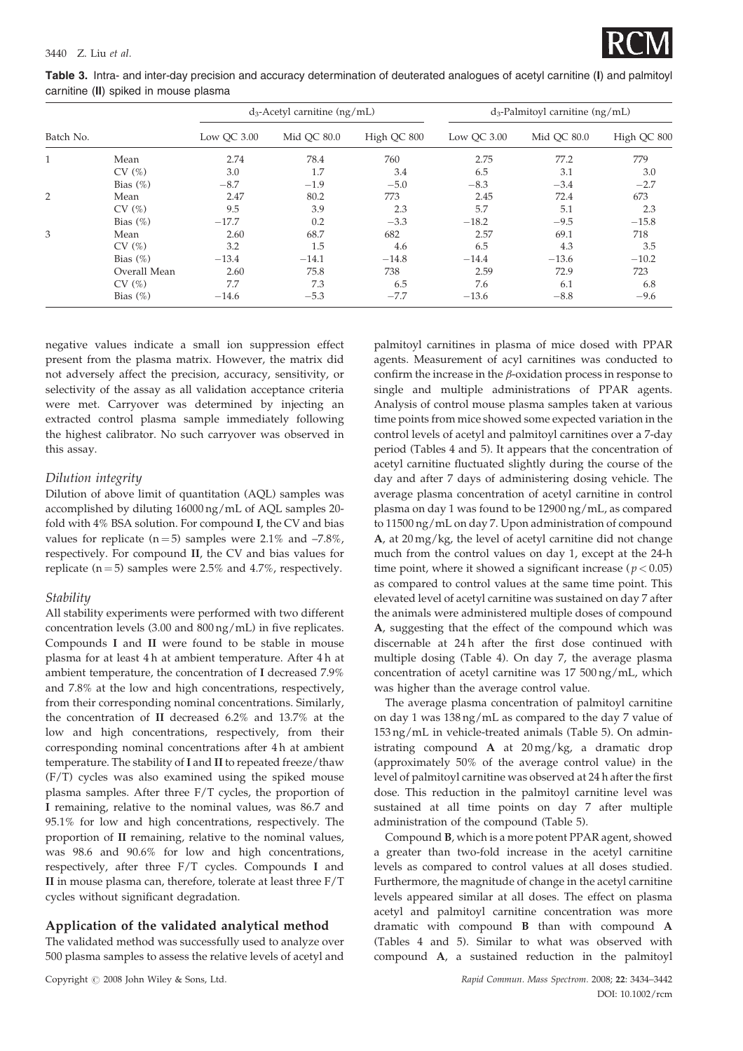**Table 3.** Intra- and inter-day precision and accuracy determination of deuterated analogues of acetyl carnitine (**I**) and palmitoyl carnitine (**II**) spiked in mouse plasma

| Batch No. | | $d_3$-Acetyl carnitine (ng/mL) | | | $d_3$-Palmitoyl carnitine (ng/mL) | | |
|---|---|---|---|---|---|---|---|
| | | Low QC 3.00 | Mid QC 80.0 | High QC 800 | Low QC 3.00 | Mid QC 80.0 | High QC 800 |
| 1 | Mean | 2.74 | 78.4 | 760 | 2.75 | 77.2 | 779 |
| | CV (%) | 3.0 | 1.7 | 3.4 | 6.5 | 3.1 | 3.0 |
| | Bias (%) | −8.7 | −1.9 | −5.0 | −8.3 | −3.4 | −2.7 |
| 2 | Mean | 2.47 | 80.2 | 773 | 2.45 | 72.4 | 673 |
| | CV (%) | 9.5 | 3.9 | 2.3 | 5.7 | 5.1 | 2.3 |
| | Bias (%) | −17.7 | 0.2 | −3.3 | −18.2 | −9.5 | −15.8 |
| 3 | Mean | 2.60 | 68.7 | 682 | 2.57 | 69.1 | 718 |
| | CV (%) | 3.2 | 1.5 | 4.6 | 6.5 | 4.3 | 3.5 |
| | Bias (%) | −13.4 | −14.1 | −14.8 | −14.4 | −13.6 | −10.2 |
| | Overall Mean | 2.60 | 75.8 | 738 | 2.59 | 72.9 | 723 |
| | CV (%) | 7.7 | 7.3 | 6.5 | 7.6 | 6.1 | 6.8 |
| | Bias (%) | −14.6 | −5.3 | −7.7 | −13.6 | −8.8 | −9.6 |

negative values indicate a small ion suppression effect present from the plasma matrix. However, the matrix did not adversely affect the precision, accuracy, sensitivity, or selectivity of the assay as all validation acceptance criteria were met. Carryover was determined by injecting an extracted control plasma sample immediately following the highest calibrator. No such carryover was observed in this assay.

### *Dilution integrity*

Dilution of above limit of quantitation (AQL) samples was accomplished by diluting 16000 ng/mL of AQL samples 20-fold with 4% BSA solution. For compound **I**, the CV and bias values for replicate ($n = 5$) samples were 2.1% and −7.8%, respectively. For compound **II**, the CV and bias values for replicate ($n = 5$) samples were 2.5% and 4.7%, respectively.

### *Stability*

All stability experiments were performed with two different concentration levels (3.00 and 800 ng/mL) in five replicates. Compounds **I** and **II** were found to be stable in mouse plasma for at least 4 h at ambient temperature. After 4 h at ambient temperature, the concentration of **I** decreased 7.9% and 7.8% at the low and high concentrations, respectively, from their corresponding nominal concentrations. Similarly, the concentration of **II** decreased 6.2% and 13.7% at the low and high concentrations, respectively, from their corresponding nominal concentrations after 4 h at ambient temperature. The stability of **I** and **II** to repeated freeze/thaw (F/T) cycles was also examined using the spiked mouse plasma samples. After three F/T cycles, the proportion of **I** remaining, relative to the nominal values, was 86.7 and 95.1% for low and high concentrations, respectively. The proportion of **II** remaining, relative to the nominal values, was 98.6 and 90.6% for low and high concentrations, respectively, after three F/T cycles. Compounds **I** and **II** in mouse plasma can, therefore, tolerate at least three F/T cycles without significant degradation.

## Application of the validated analytical method

The validated method was successfully used to analyze over 500 plasma samples to assess the relative levels of acetyl and palmitoyl carnitines in plasma of mice dosed with PPAR agents. Measurement of acyl carnitines was conducted to confirm the increase in the $\beta$-oxidation process in response to single and multiple administrations of PPAR agents. Analysis of control mouse plasma samples taken at various time points from mice showed some expected variation in the control levels of acetyl and palmitoyl carnitines over a 7-day period (Tables 4 and 5). It appears that the concentration of acetyl carnitine fluctuated slightly during the course of the day and after 7 days of administering dosing vehicle. The average plasma concentration of acetyl carnitine in control plasma on day 1 was found to be 12900 ng/mL, as compared to 11500 ng/mL on day 7. Upon administration of compound **A**, at 20 mg/kg, the level of acetyl carnitine did not change much from the control values on day 1, except at the 24-h time point, where it showed a significant increase ($p < 0.05$) as compared to control values at the same time point. This elevated level of acetyl carnitine was sustained on day 7 after the animals were administered multiple doses of compound **A**, suggesting that the effect of the compound which was discernable at 24 h after the first dose continued with multiple dosing (Table 4). On day 7, the average plasma concentration of acetyl carnitine was 17 500 ng/mL, which was higher than the average control value.

The average plasma concentration of palmitoyl carnitine on day 1 was 138 ng/mL as compared to the day 7 value of 153 ng/mL in vehicle-treated animals (Table 5). On administrating compound **A** at 20 mg/kg, a dramatic drop (approximately 50% of the average control value) in the level of palmitoyl carnitine was observed at 24 h after the first dose. This reduction in the palmitoyl carnitine level was sustained at all time points on day 7 after multiple administration of the compound (Table 5).

Compound **B**, which is a more potent PPAR agent, showed a greater than two-fold increase in the acetyl carnitine levels as compared to control values at all doses studied. Furthermore, the magnitude of change in the acetyl carnitine levels appeared similar at all doses. The effect on plasma acetyl and palmitoyl carnitine concentration was more dramatic with compound **B** than with compound **A** (Tables 4 and 5). Similar to what was observed with compound **A**, a sustained reduction in the palmitoyl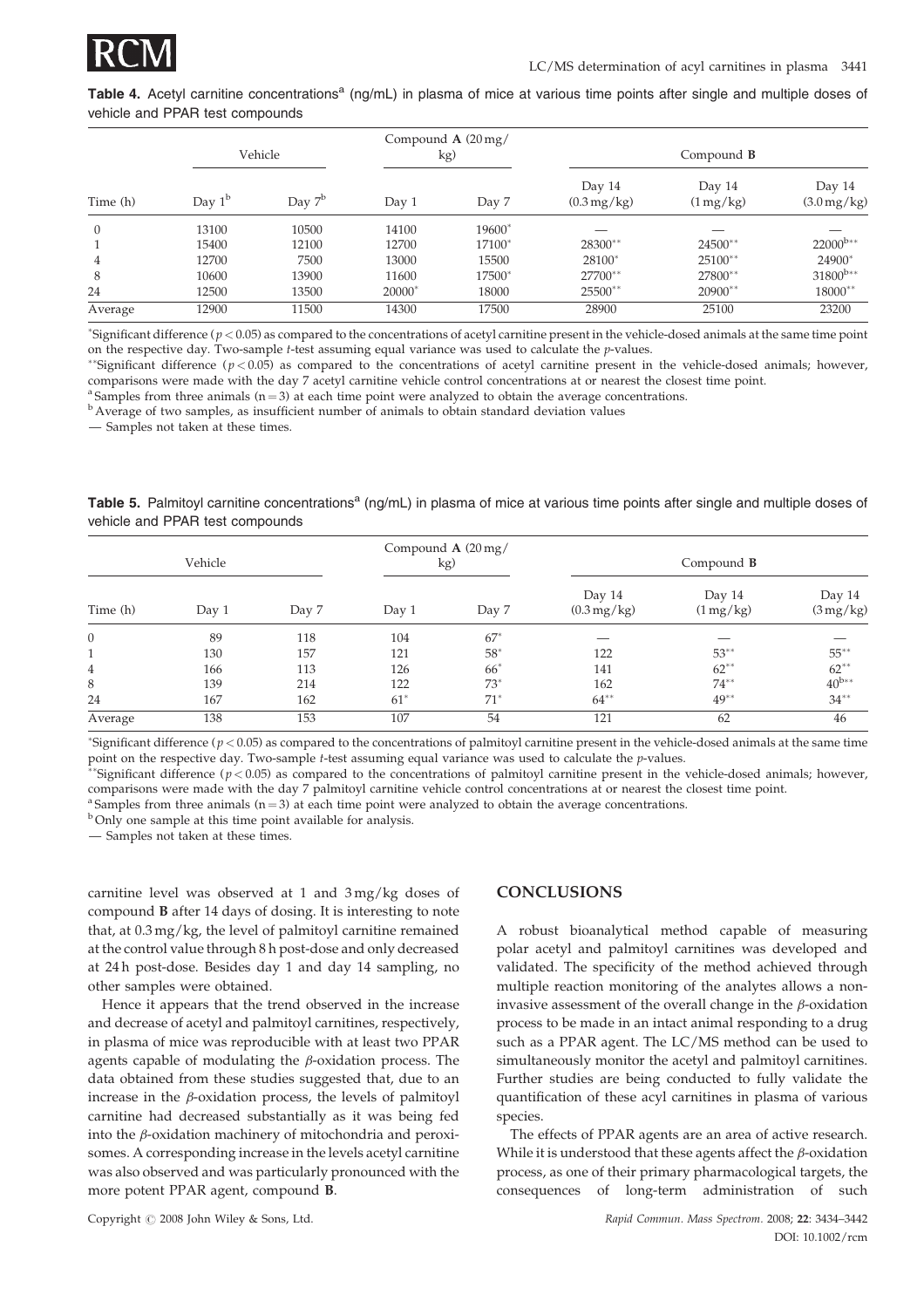**Table 4.** Acetyl carnitine concentrations[a] (ng/mL) in plasma of mice at various time points after single and multiple doses of vehicle and PPAR test compounds

| | Vehicle | | Compound **A** (20 mg/kg) | | Compound **B** | | |
|---|---|---|---|---|---|---|---|
| Time (h) | Day 1[b] | Day 7[b] | Day 1 | Day 7 | Day 14 (0.3 mg/kg) | Day 14 (1 mg/kg) | Day 14 (3.0 mg/kg) |
| 0 | 13100 | 10500 | 14100 | 19600* | — | — | — |
| 1 | 15400 | 12100 | 12700 | 17100* | 28300** | 24500** | 22000[b]** |
| 4 | 12700 | 7500 | 13000 | 15500 | 28100* | 25100** | 24900* |
| 8 | 10600 | 13900 | 11600 | 17500* | 27700** | 27800** | 31800[b]** |
| 24 | 12500 | 13500 | 20000* | 18000 | 25500** | 20900** | 18000** |
| Average | 12900 | 11500 | 14300 | 17500 | 28900 | 25100 | 23200 |

*Significant difference ($p < 0.05$) as compared to the concentrations of acetyl carnitine present in the vehicle-dosed animals at the same time point on the respective day. Two-sample *t*-test assuming equal variance was used to calculate the *p*-values.

**Significant difference ($p < 0.05$) as compared to the concentrations of acetyl carnitine present in the vehicle-dosed animals; however, comparisons were made with the day 7 acetyl carnitine vehicle control concentrations at or nearest the closest time point.

[a] Samples from three animals (n = 3) at each time point were analyzed to obtain the average concentrations.

[b] Average of two samples, as insufficient number of animals to obtain standard deviation values

— Samples not taken at these times.

**Table 5.** Palmitoyl carnitine concentrations[a] (ng/mL) in plasma of mice at various time points after single and multiple doses of vehicle and PPAR test compounds

| | Vehicle | | Compound **A** (20 mg/kg) | | Compound **B** | | |
|---|---|---|---|---|---|---|---|
| Time (h) | Day 1 | Day 7 | Day 1 | Day 7 | Day 14 (0.3 mg/kg) | Day 14 (1 mg/kg) | Day 14 (3 mg/kg) |
| 0 | 89 | 118 | 104 | 67* | — | — | — |
| 1 | 130 | 157 | 121 | 58* | 122 | 53** | 55** |
| 4 | 166 | 113 | 126 | 66* | 141 | 62** | 62** |
| 8 | 139 | 214 | 122 | 73* | 162 | 74** | 40[b]** |
| 24 | 167 | 162 | 61* | 71* | 64** | 49** | 34** |
| Average | 138 | 153 | 107 | 54 | 121 | 62 | 46 |

*Significant difference ($p < 0.05$) as compared to the concentrations of palmitoyl carnitine present in the vehicle-dosed animals at the same time point on the respective day. Two-sample *t*-test assuming equal variance was used to calculate the *p*-values.

**Significant difference ($p < 0.05$) as compared to the concentrations of palmitoyl carnitine present in the vehicle-dosed animals; however, comparisons were made with the day 7 palmitoyl carnitine vehicle control concentrations at or nearest the closest time point.

[a] Samples from three animals (n = 3) at each time point were analyzed to obtain the average concentrations.

[b] Only one sample at this time point available for analysis.

— Samples not taken at these times.

carnitine level was observed at 1 and 3 mg/kg doses of compound **B** after 14 days of dosing. It is interesting to note that, at 0.3 mg/kg, the level of palmitoyl carnitine remained at the control value through 8 h post-dose and only decreased at 24 h post-dose. Besides day 1 and day 14 sampling, no other samples were obtained.

Hence it appears that the trend observed in the increase and decrease of acetyl and palmitoyl carnitines, respectively, in plasma of mice was reproducible with at least two PPAR agents capable of modulating the $\beta$-oxidation process. The data obtained from these studies suggested that, due to an increase in the $\beta$-oxidation process, the levels of palmitoyl carnitine had decreased substantially as it was being fed into the $\beta$-oxidation machinery of mitochondria and peroxisomes. A corresponding increase in the levels acetyl carnitine was also observed and was particularly pronounced with the more potent PPAR agent, compound **B**.

## CONCLUSIONS

A robust bioanalytical method capable of measuring polar acetyl and palmitoyl carnitines was developed and validated. The specificity of the method achieved through multiple reaction monitoring of the analytes allows a non-invasive assessment of the overall change in the $\beta$-oxidation process to be made in an intact animal responding to a drug such as a PPAR agent. The LC/MS method can be used to simultaneously monitor the acetyl and palmitoyl carnitines. Further studies are being conducted to fully validate the quantification of these acyl carnitines in plasma of various species.

The effects of PPAR agents are an area of active research. While it is understood that these agents affect the $\beta$-oxidation process, as one of their primary pharmacological targets, the consequences of long-term administration of such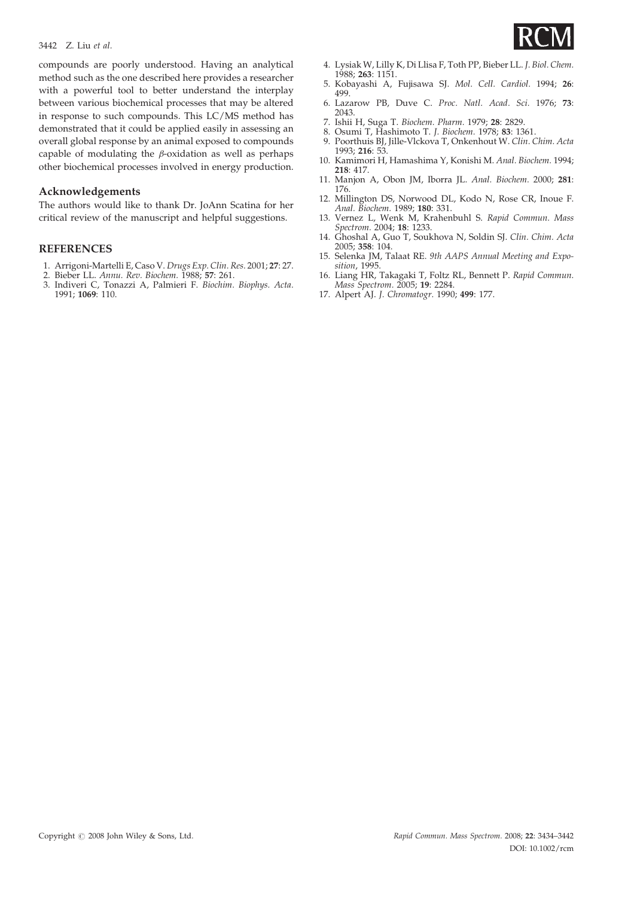compounds are poorly understood. Having an analytical method such as the one described here provides a researcher with a powerful tool to better understand the interplay between various biochemical processes that may be altered in response to such compounds. This LC/MS method has demonstrated that it could be applied easily in assessing an overall global response by an animal exposed to compounds capable of modulating the $\beta$-oxidation as well as perhaps other biochemical processes involved in energy production.

## Acknowledgements

The authors would like to thank Dr. JoAnn Scatina for her critical review of the manuscript and helpful suggestions.

## REFERENCES

1. Arrigoni-Martelli E, Caso V. *Drugs Exp. Clin. Res.* 2001; **27**: 27.
2. Bieber LL. *Annu. Rev. Biochem.* 1988; **57**: 261.
3. Indiveri C, Tonazzi A, Palmieri F. *Biochim. Biophys. Acta.* 1991; **1069**: 110.
4. Lysiak W, Lilly K, Di Llisa F, Toth PP, Bieber LL. *J. Biol. Chem.* 1988; **263**: 1151.
5. Kobayashi A, Fujisawa SJ. *Mol. Cell. Cardiol.* 1994; **26**: 499.
6. Lazarow PB, Duve C. *Proc. Natl. Acad. Sci.* 1976; **73**: 2043.
7. Ishii H, Suga T. *Biochem. Pharm.* 1979; **28**: 2829.
8. Osumi T, Hashimoto T. *J. Biochem.* 1978; **83**: 1361.
9. Poorthuis BJ, Jille-Vlckova T, Onkenhout W. *Clin. Chim. Acta* 1993; **216**: 53.
10. Kamimori H, Hamashima Y, Konishi M. *Anal. Biochem.* 1994; **218**: 417.
11. Manjon A, Obon JM, Iborra JL. *Anal. Biochem.* 2000; **281**: 176.
12. Millington DS, Norwood DL, Kodo N, Rose CR, Inoue F. *Anal. Biochem.* 1989; **180**: 331.
13. Vernez L, Wenk M, Krahenbuhl S. *Rapid Commun. Mass Spectrom.* 2004; **18**: 1233.
14. Ghoshal A, Guo T, Soukhova N, Soldin SJ. *Clin. Chim. Acta* 2005; **358**: 104.
15. Selenka JM, Talaat RE. *9th AAPS Annual Meeting and Exposition*, 1995.
16. Liang HR, Takagaki T, Foltz RL, Bennett P. *Rapid Commun. Mass Spectrom.* 2005; **19**: 2284.
17. Alpert AJ. *J. Chromatogr.* 1990; **499**: 177.